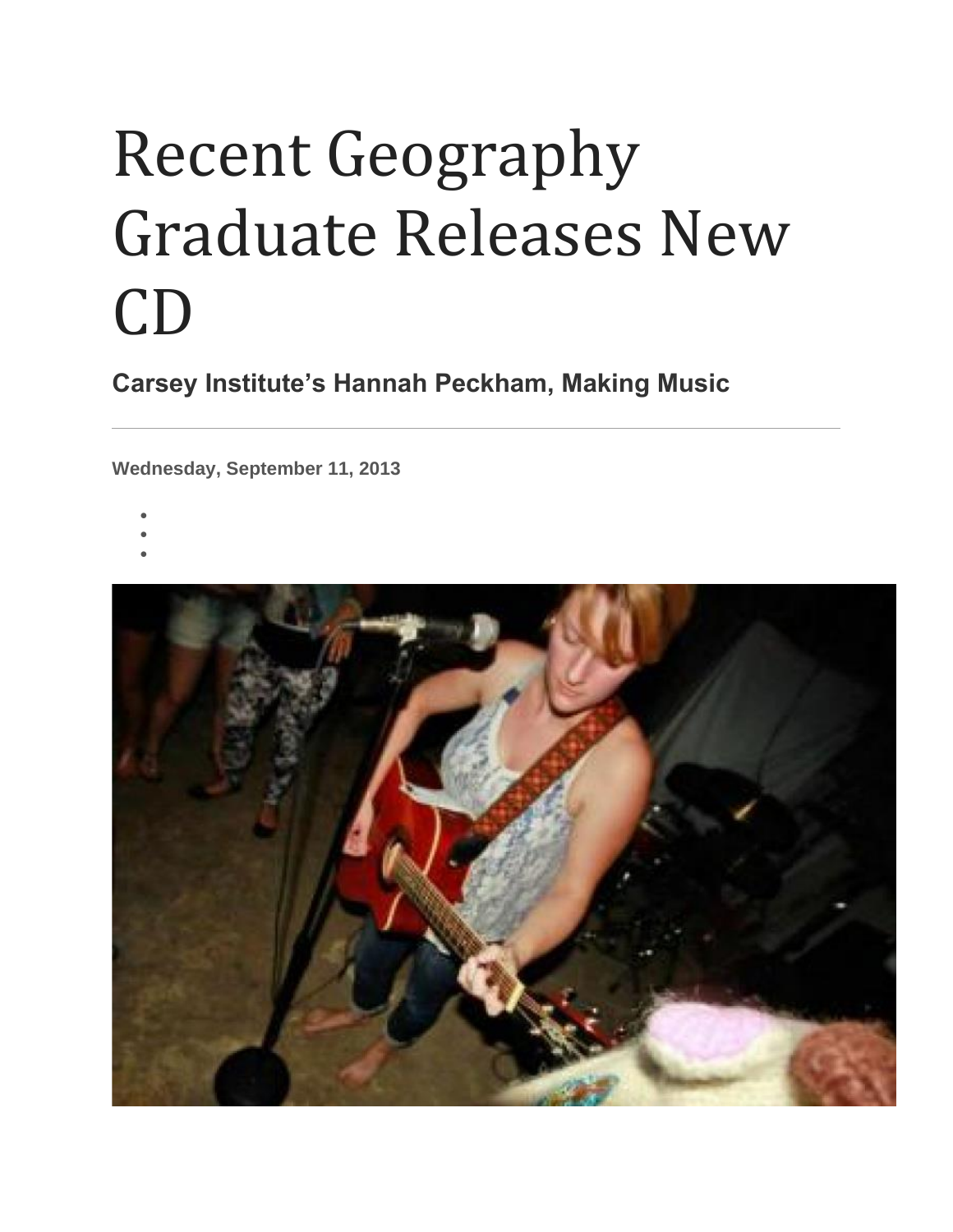# Recent Geography Graduate Releases New CD

## Carsey Institute's Hannah Peckham, Making Music

---

**Wednesday, September 11, 2013**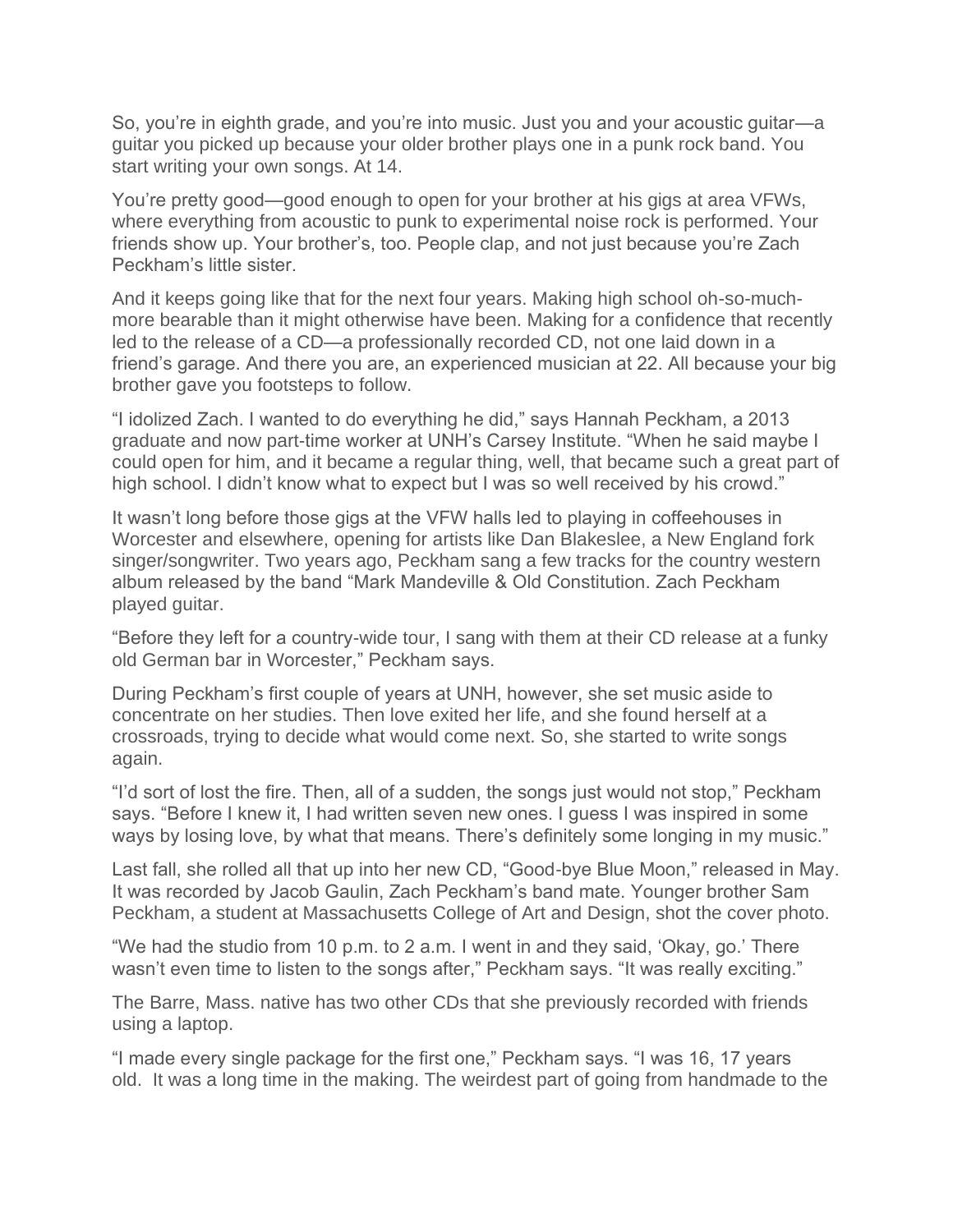So, you're in eighth grade, and you're into music. Just you and your acoustic guitar—a guitar you picked up because your older brother plays one in a punk rock band. You start writing your own songs. At 14.

You're pretty good—good enough to open for your brother at his gigs at area VFWs, where everything from acoustic to punk to experimental noise rock is performed. Your friends show up. Your brother's, too. People clap, and not just because you're Zach Peckham's little sister.

And it keeps going like that for the next four years. Making high school oh-so-much-more bearable than it might otherwise have been. Making for a confidence that recently led to the release of a CD—a professionally recorded CD, not one laid down in a friend's garage. And there you are, an experienced musician at 22. All because your big brother gave you footsteps to follow.

"I idolized Zach. I wanted to do everything he did," says Hannah Peckham, a 2013 graduate and now part-time worker at UNH's Carsey Institute. "When he said maybe I could open for him, and it became a regular thing, well, that became such a great part of high school. I didn't know what to expect but I was so well received by his crowd."

It wasn't long before those gigs at the VFW halls led to playing in coffeehouses in Worcester and elsewhere, opening for artists like Dan Blakeslee, a New England fork singer/songwriter. Two years ago, Peckham sang a few tracks for the country western album released by the band "Mark Mandeville & Old Constitution. Zach Peckham played guitar.

"Before they left for a country-wide tour, I sang with them at their CD release at a funky old German bar in Worcester," Peckham says.

During Peckham's first couple of years at UNH, however, she set music aside to concentrate on her studies. Then love exited her life, and she found herself at a crossroads, trying to decide what would come next. So, she started to write songs again.

"I'd sort of lost the fire. Then, all of a sudden, the songs just would not stop," Peckham says. "Before I knew it, I had written seven new ones. I guess I was inspired in some ways by losing love, by what that means. There's definitely some longing in my music."

Last fall, she rolled all that up into her new CD, "Good-bye Blue Moon," released in May. It was recorded by Jacob Gaulin, Zach Peckham's band mate. Younger brother Sam Peckham, a student at Massachusetts College of Art and Design, shot the cover photo.

"We had the studio from 10 p.m. to 2 a.m. I went in and they said, 'Okay, go.' There wasn't even time to listen to the songs after," Peckham says. "It was really exciting."

The Barre, Mass. native has two other CDs that she previously recorded with friends using a laptop.

"I made every single package for the first one," Peckham says. "I was 16, 17 years old. It was a long time in the making. The weirdest part of going from handmade to the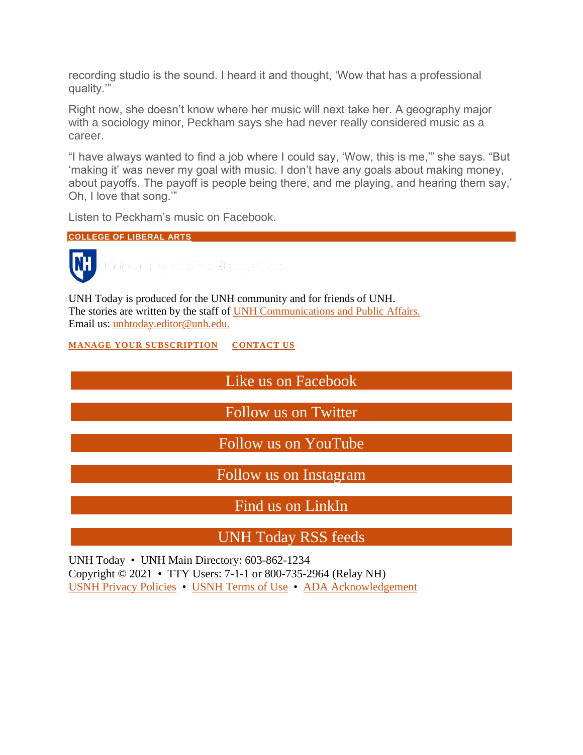recording studio is the sound. I heard it and thought, 'Wow that has a professional quality.'"

Right now, she doesn't know where her music will next take her. A geography major with a sociology minor, Peckham says she had never really considered music as a career.

"I have always wanted to find a job where I could say, 'Wow, this is me,'" she says. "But 'making it' was never my goal with music. I don't have any goals about making money, about payoffs. The payoff is people being there, and me playing, and hearing them say,' Oh, I love that song.'"

Listen to Peckham's music on Facebook.

**COLLEGE OF LIBERAL ARTS**

UNH Today is produced for the UNH community and for friends of UNH.
The stories are written by the staff of UNH Communications and Public Affairs.
Email us: unhtoday.editor@unh.edu.

**MANAGE YOUR SUBSCRIPTION** **CONTACT US**

Like us on Facebook

Follow us on Twitter

Follow us on YouTube

Follow us on Instagram

Find us on LinkIn

UNH Today RSS feeds

UNH Today • UNH Main Directory: 603-862-1234
Copyright © 2021 • TTY Users: 7-1-1 or 800-735-2964 (Relay NH)
USNH Privacy Policies • USNH Terms of Use • ADA Acknowledgement